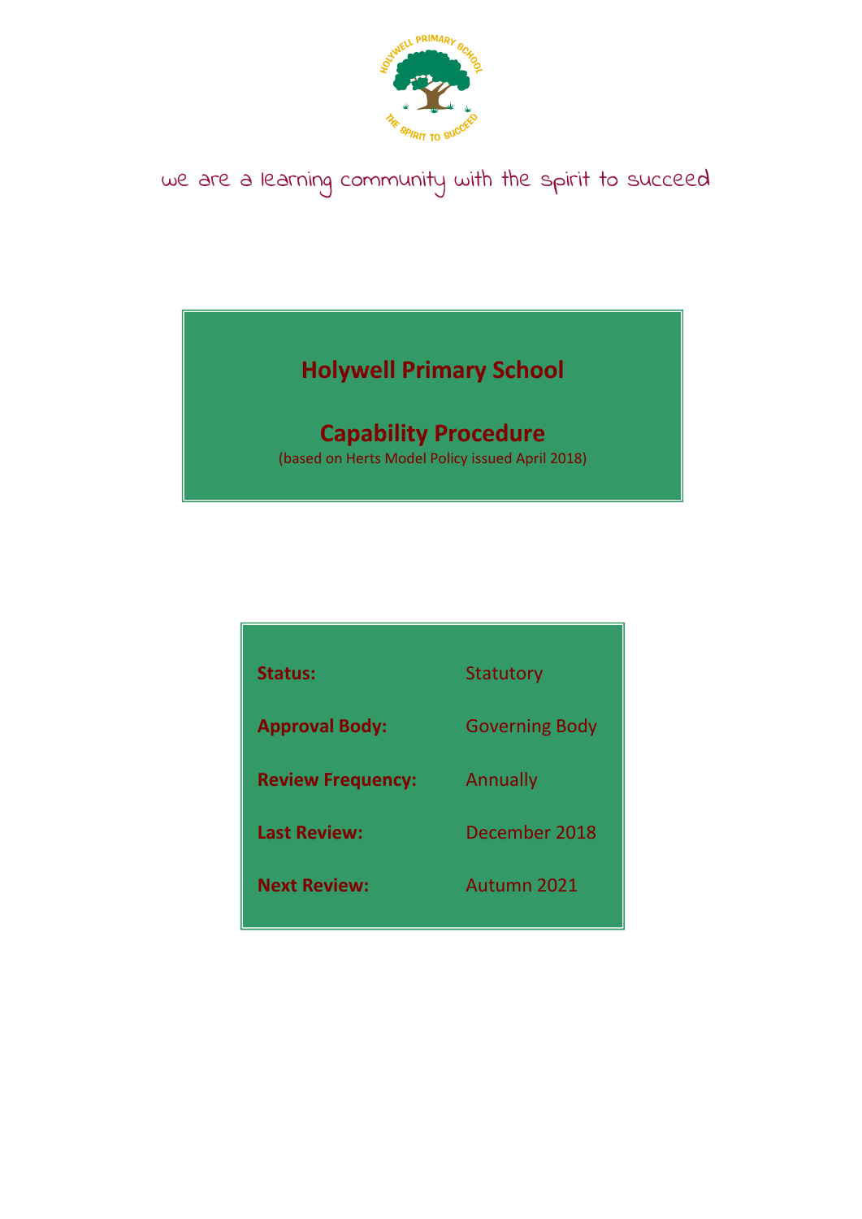we are a learning community with the spirit to succeed

# Holywell Primary School

## Capability Procedure

(based on Herts Model Policy issued April 2018)

| | |
|---|---|
| **Status:** | Statutory |
| **Approval Body:** | Governing Body |
| **Review Frequency:** | Annually |
| **Last Review:** | December 2018 |
| **Next Review:** | Autumn 2021 |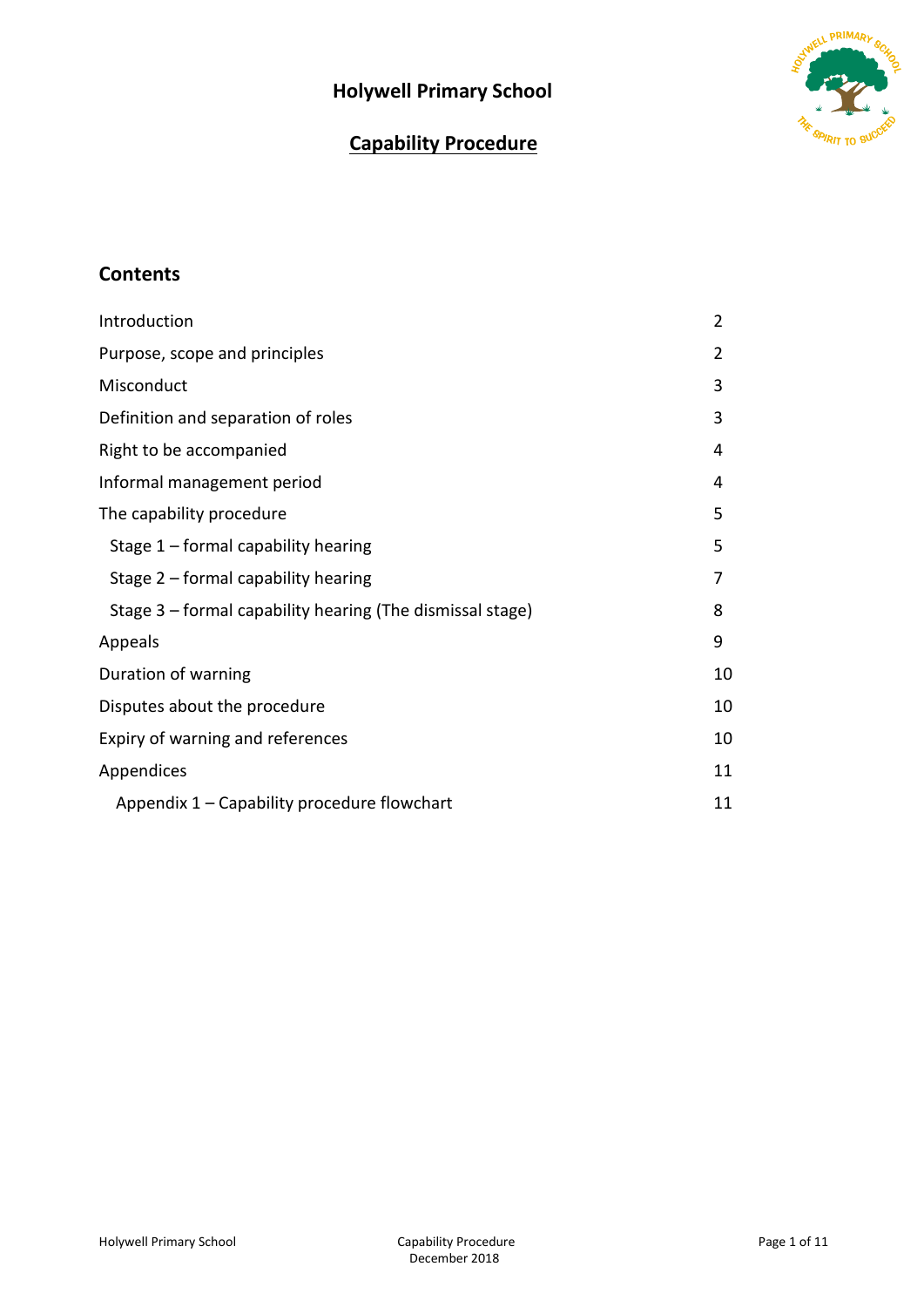# Holywell Primary School

## Capability Procedure

### Contents

| | |
|---|---|
| Introduction | 2 |
| Purpose, scope and principles | 2 |
| Misconduct | 3 |
| Definition and separation of roles | 3 |
| Right to be accompanied | 4 |
| Informal management period | 4 |
| The capability procedure | 5 |
| Stage 1 – formal capability hearing | 5 |
| Stage 2 – formal capability hearing | 7 |
| Stage 3 – formal capability hearing (The dismissal stage) | 8 |
| Appeals | 9 |
| Duration of warning | 10 |
| Disputes about the procedure | 10 |
| Expiry of warning and references | 10 |
| Appendices | 11 |
| Appendix 1 – Capability procedure flowchart | 11 |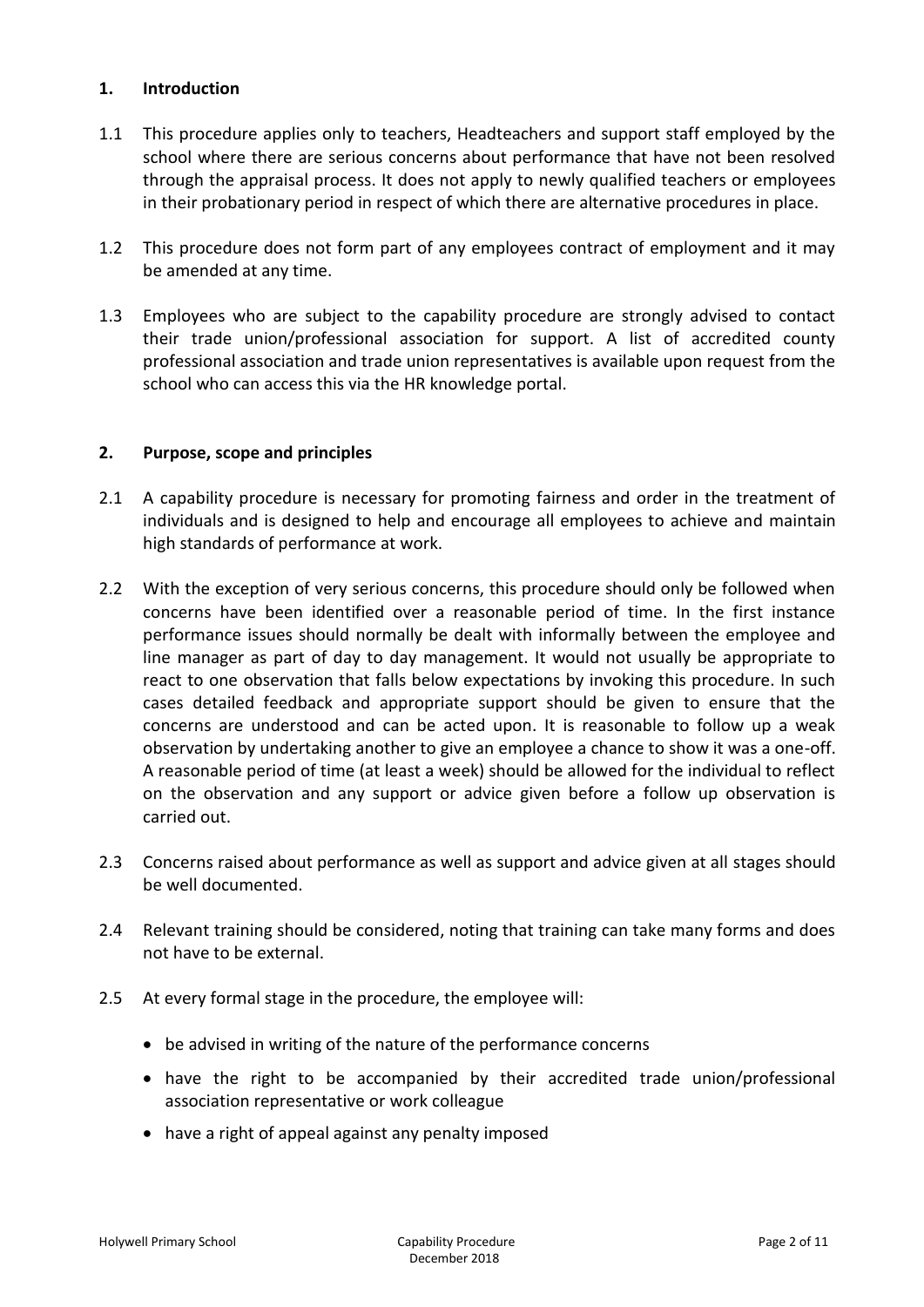## 1. Introduction

1.1 This procedure applies only to teachers, Headteachers and support staff employed by the school where there are serious concerns about performance that have not been resolved through the appraisal process. It does not apply to newly qualified teachers or employees in their probationary period in respect of which there are alternative procedures in place.

1.2 This procedure does not form part of any employees contract of employment and it may be amended at any time.

1.3 Employees who are subject to the capability procedure are strongly advised to contact their trade union/professional association for support. A list of accredited county professional association and trade union representatives is available upon request from the school who can access this via the HR knowledge portal.

## 2. Purpose, scope and principles

2.1 A capability procedure is necessary for promoting fairness and order in the treatment of individuals and is designed to help and encourage all employees to achieve and maintain high standards of performance at work.

2.2 With the exception of very serious concerns, this procedure should only be followed when concerns have been identified over a reasonable period of time. In the first instance performance issues should normally be dealt with informally between the employee and line manager as part of day to day management. It would not usually be appropriate to react to one observation that falls below expectations by invoking this procedure. In such cases detailed feedback and appropriate support should be given to ensure that the concerns are understood and can be acted upon. It is reasonable to follow up a weak observation by undertaking another to give an employee a chance to show it was a one-off. A reasonable period of time (at least a week) should be allowed for the individual to reflect on the observation and any support or advice given before a follow up observation is carried out.

2.3 Concerns raised about performance as well as support and advice given at all stages should be well documented.

2.4 Relevant training should be considered, noting that training can take many forms and does not have to be external.

2.5 At every formal stage in the procedure, the employee will:

- be advised in writing of the nature of the performance concerns
- have the right to be accompanied by their accredited trade union/professional association representative or work colleague
- have a right of appeal against any penalty imposed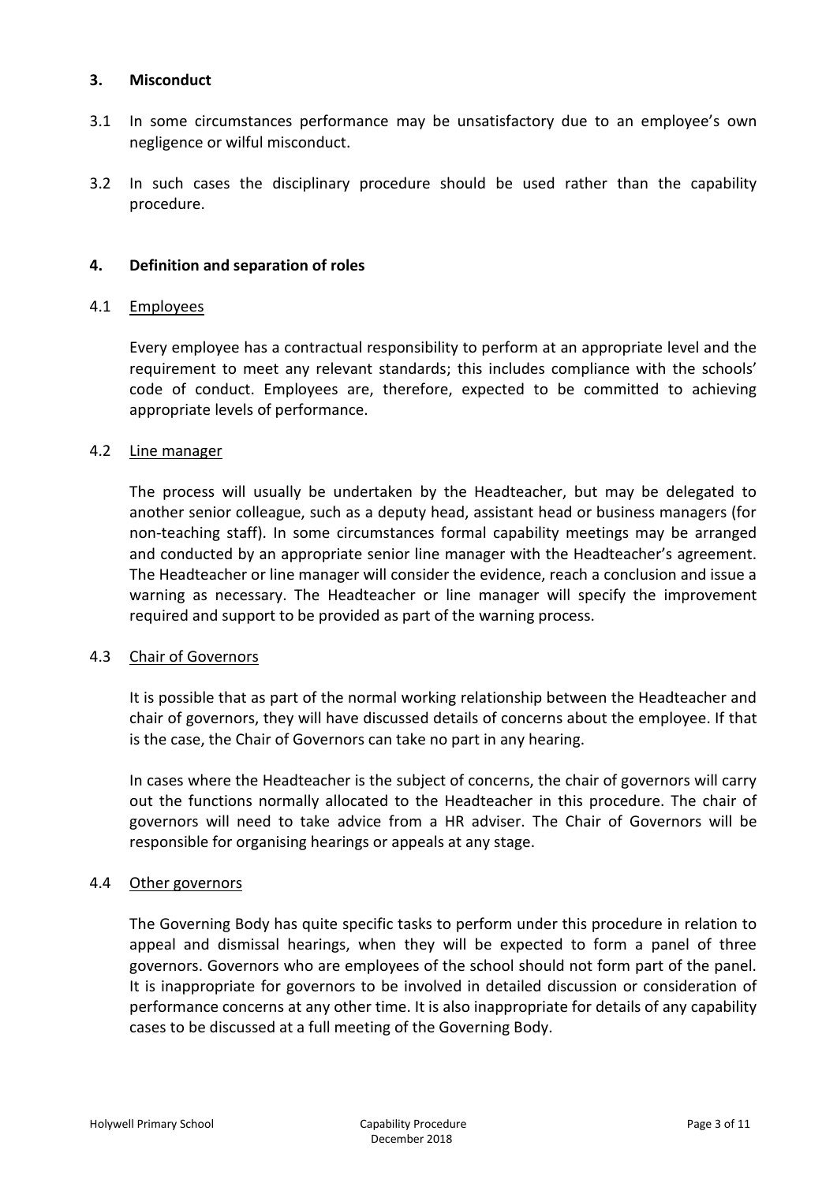## 3. Misconduct

3.1 In some circumstances performance may be unsatisfactory due to an employee's own negligence or wilful misconduct.

3.2 In such cases the disciplinary procedure should be used rather than the capability procedure.

## 4. Definition and separation of roles

4.1 Employees

Every employee has a contractual responsibility to perform at an appropriate level and the requirement to meet any relevant standards; this includes compliance with the schools' code of conduct. Employees are, therefore, expected to be committed to achieving appropriate levels of performance.

4.2 Line manager

The process will usually be undertaken by the Headteacher, but may be delegated to another senior colleague, such as a deputy head, assistant head or business managers (for non-teaching staff). In some circumstances formal capability meetings may be arranged and conducted by an appropriate senior line manager with the Headteacher's agreement. The Headteacher or line manager will consider the evidence, reach a conclusion and issue a warning as necessary. The Headteacher or line manager will specify the improvement required and support to be provided as part of the warning process.

4.3 Chair of Governors

It is possible that as part of the normal working relationship between the Headteacher and chair of governors, they will have discussed details of concerns about the employee. If that is the case, the Chair of Governors can take no part in any hearing.

In cases where the Headteacher is the subject of concerns, the chair of governors will carry out the functions normally allocated to the Headteacher in this procedure. The chair of governors will need to take advice from a HR adviser. The Chair of Governors will be responsible for organising hearings or appeals at any stage.

4.4 Other governors

The Governing Body has quite specific tasks to perform under this procedure in relation to appeal and dismissal hearings, when they will be expected to form a panel of three governors. Governors who are employees of the school should not form part of the panel. It is inappropriate for governors to be involved in detailed discussion or consideration of performance concerns at any other time. It is also inappropriate for details of any capability cases to be discussed at a full meeting of the Governing Body.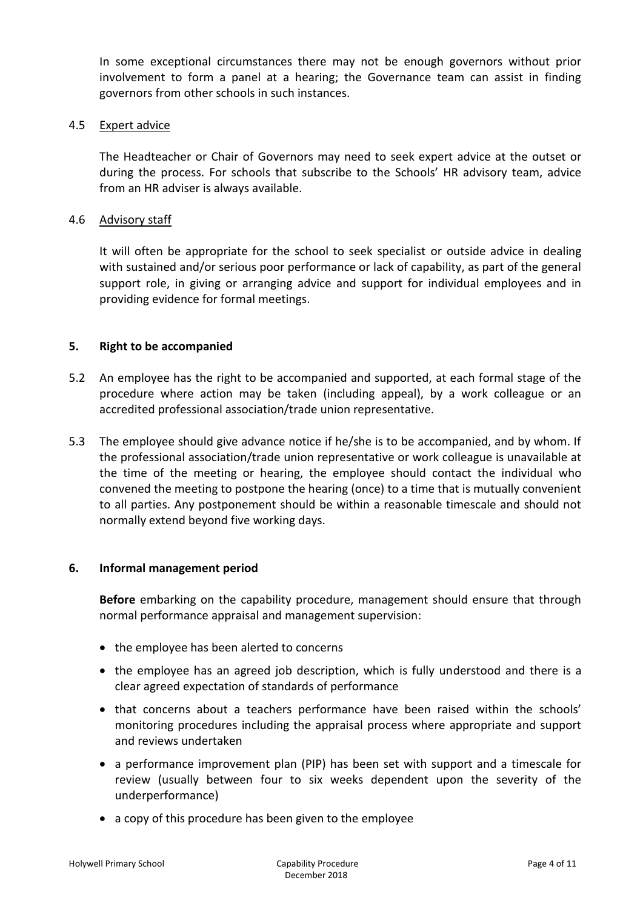In some exceptional circumstances there may not be enough governors without prior involvement to form a panel at a hearing; the Governance team can assist in finding governors from other schools in such instances.

### 4.5 Expert advice

The Headteacher or Chair of Governors may need to seek expert advice at the outset or during the process. For schools that subscribe to the Schools' HR advisory team, advice from an HR adviser is always available.

### 4.6 Advisory staff

It will often be appropriate for the school to seek specialist or outside advice in dealing with sustained and/or serious poor performance or lack of capability, as part of the general support role, in giving or arranging advice and support for individual employees and in providing evidence for formal meetings.

## 5. Right to be accompanied

5.2 An employee has the right to be accompanied and supported, at each formal stage of the procedure where action may be taken (including appeal), by a work colleague or an accredited professional association/trade union representative.

5.3 The employee should give advance notice if he/she is to be accompanied, and by whom. If the professional association/trade union representative or work colleague is unavailable at the time of the meeting or hearing, the employee should contact the individual who convened the meeting to postpone the hearing (once) to a time that is mutually convenient to all parties. Any postponement should be within a reasonable timescale and should not normally extend beyond five working days.

## 6. Informal management period

**Before** embarking on the capability procedure, management should ensure that through normal performance appraisal and management supervision:

- the employee has been alerted to concerns
- the employee has an agreed job description, which is fully understood and there is a clear agreed expectation of standards of performance
- that concerns about a teachers performance have been raised within the schools' monitoring procedures including the appraisal process where appropriate and support and reviews undertaken
- a performance improvement plan (PIP) has been set with support and a timescale for review (usually between four to six weeks dependent upon the severity of the underperformance)
- a copy of this procedure has been given to the employee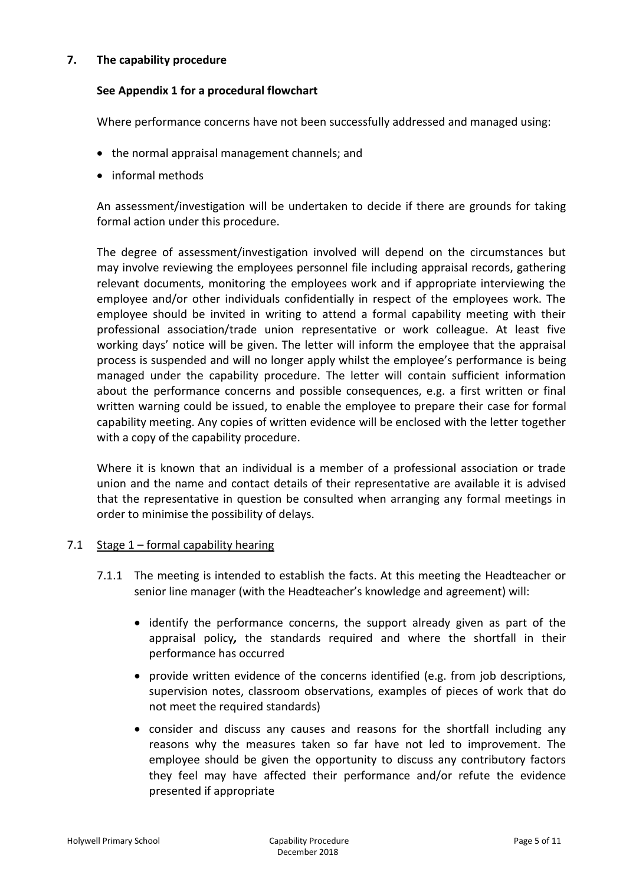## 7. The capability procedure

**See Appendix 1 for a procedural flowchart**

Where performance concerns have not been successfully addressed and managed using:

- the normal appraisal management channels; and
- informal methods

An assessment/investigation will be undertaken to decide if there are grounds for taking formal action under this procedure.

The degree of assessment/investigation involved will depend on the circumstances but may involve reviewing the employees personnel file including appraisal records, gathering relevant documents, monitoring the employees work and if appropriate interviewing the employee and/or other individuals confidentially in respect of the employees work. The employee should be invited in writing to attend a formal capability meeting with their professional association/trade union representative or work colleague. At least five working days' notice will be given. The letter will inform the employee that the appraisal process is suspended and will no longer apply whilst the employee's performance is being managed under the capability procedure. The letter will contain sufficient information about the performance concerns and possible consequences, e.g. a first written or final written warning could be issued, to enable the employee to prepare their case for formal capability meeting. Any copies of written evidence will be enclosed with the letter together with a copy of the capability procedure.

Where it is known that an individual is a member of a professional association or trade union and the name and contact details of their representative are available it is advised that the representative in question be consulted when arranging any formal meetings in order to minimise the possibility of delays.

### 7.1 <u>Stage 1 – formal capability hearing</u>

7.1.1 The meeting is intended to establish the facts. At this meeting the Headteacher or senior line manager (with the Headteacher's knowledge and agreement) will:

- identify the performance concerns, the support already given as part of the appraisal policy*,* the standards required and where the shortfall in their performance has occurred
- provide written evidence of the concerns identified (e.g. from job descriptions, supervision notes, classroom observations, examples of pieces of work that do not meet the required standards)
- consider and discuss any causes and reasons for the shortfall including any reasons why the measures taken so far have not led to improvement. The employee should be given the opportunity to discuss any contributory factors they feel may have affected their performance and/or refute the evidence presented if appropriate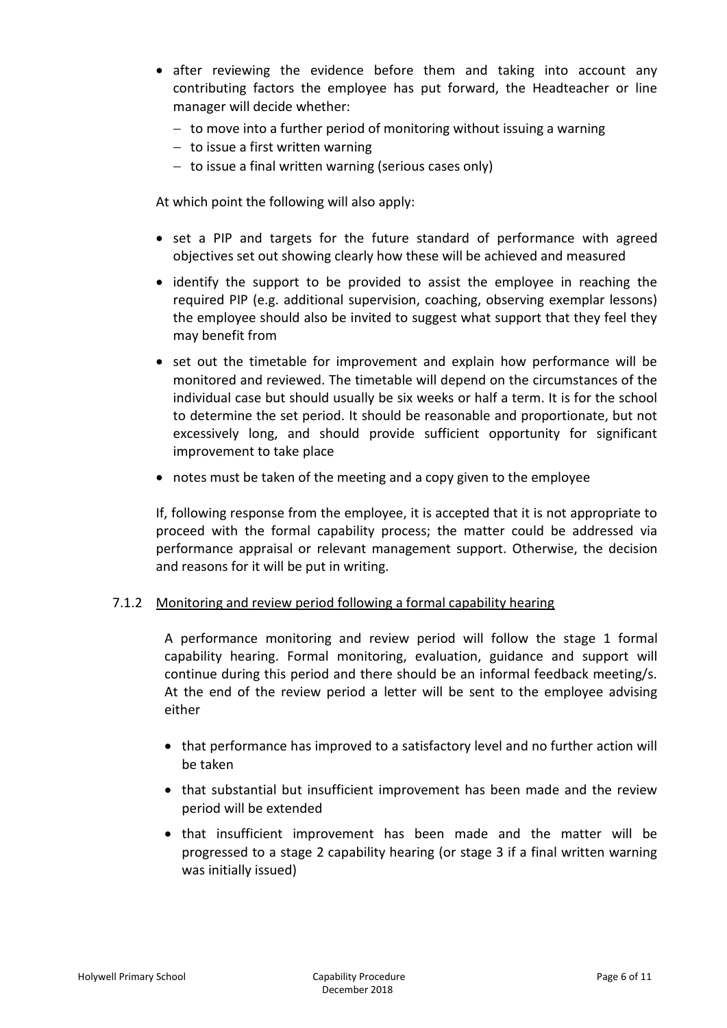- after reviewing the evidence before them and taking into account any contributing factors the employee has put forward, the Headteacher or line manager will decide whether:
  - to move into a further period of monitoring without issuing a warning
  - to issue a first written warning
  - to issue a final written warning (serious cases only)

At which point the following will also apply:

- set a PIP and targets for the future standard of performance with agreed objectives set out showing clearly how these will be achieved and measured
- identify the support to be provided to assist the employee in reaching the required PIP (e.g. additional supervision, coaching, observing exemplar lessons) the employee should also be invited to suggest what support that they feel they may benefit from
- set out the timetable for improvement and explain how performance will be monitored and reviewed. The timetable will depend on the circumstances of the individual case but should usually be six weeks or half a term. It is for the school to determine the set period. It should be reasonable and proportionate, but not excessively long, and should provide sufficient opportunity for significant improvement to take place
- notes must be taken of the meeting and a copy given to the employee

If, following response from the employee, it is accepted that it is not appropriate to proceed with the formal capability process; the matter could be addressed via performance appraisal or relevant management support. Otherwise, the decision and reasons for it will be put in writing.

7.1.2 Monitoring and review period following a formal capability hearing

A performance monitoring and review period will follow the stage 1 formal capability hearing. Formal monitoring, evaluation, guidance and support will continue during this period and there should be an informal feedback meeting/s. At the end of the review period a letter will be sent to the employee advising either

- that performance has improved to a satisfactory level and no further action will be taken
- that substantial but insufficient improvement has been made and the review period will be extended
- that insufficient improvement has been made and the matter will be progressed to a stage 2 capability hearing (or stage 3 if a final written warning was initially issued)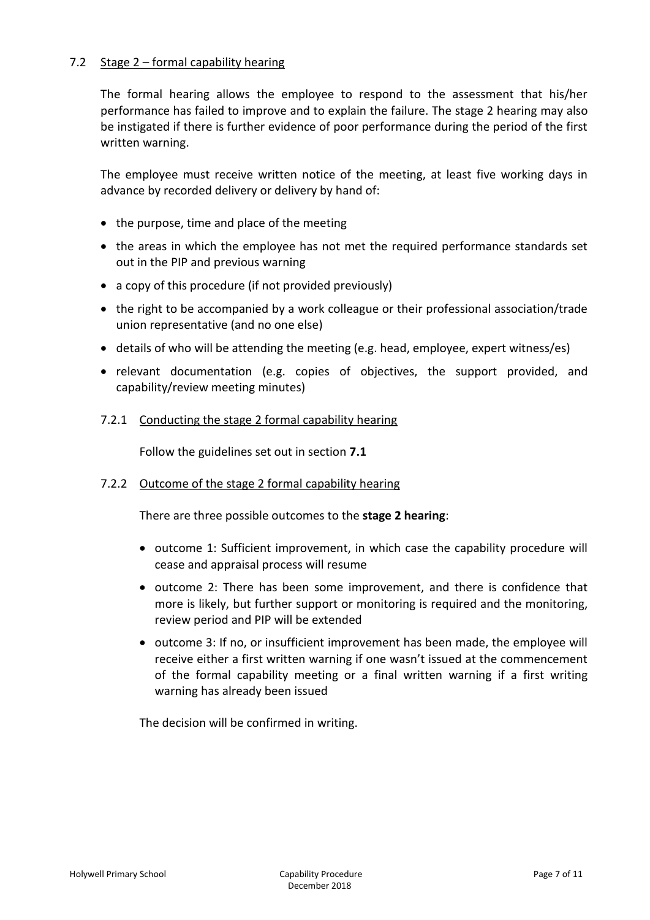### 7.2 Stage 2 – formal capability hearing

The formal hearing allows the employee to respond to the assessment that his/her performance has failed to improve and to explain the failure. The stage 2 hearing may also be instigated if there is further evidence of poor performance during the period of the first written warning.

The employee must receive written notice of the meeting, at least five working days in advance by recorded delivery or delivery by hand of:

- the purpose, time and place of the meeting
- the areas in which the employee has not met the required performance standards set out in the PIP and previous warning
- a copy of this procedure (if not provided previously)
- the right to be accompanied by a work colleague or their professional association/trade union representative (and no one else)
- details of who will be attending the meeting (e.g. head, employee, expert witness/es)
- relevant documentation (e.g. copies of objectives, the support provided, and capability/review meeting minutes)

#### 7.2.1 Conducting the stage 2 formal capability hearing

Follow the guidelines set out in section **7.1**

#### 7.2.2 Outcome of the stage 2 formal capability hearing

There are three possible outcomes to the **stage 2 hearing**:

- outcome 1: Sufficient improvement, in which case the capability procedure will cease and appraisal process will resume
- outcome 2: There has been some improvement, and there is confidence that more is likely, but further support or monitoring is required and the monitoring, review period and PIP will be extended
- outcome 3: If no, or insufficient improvement has been made, the employee will receive either a first written warning if one wasn't issued at the commencement of the formal capability meeting or a final written warning if a first writing warning has already been issued

The decision will be confirmed in writing.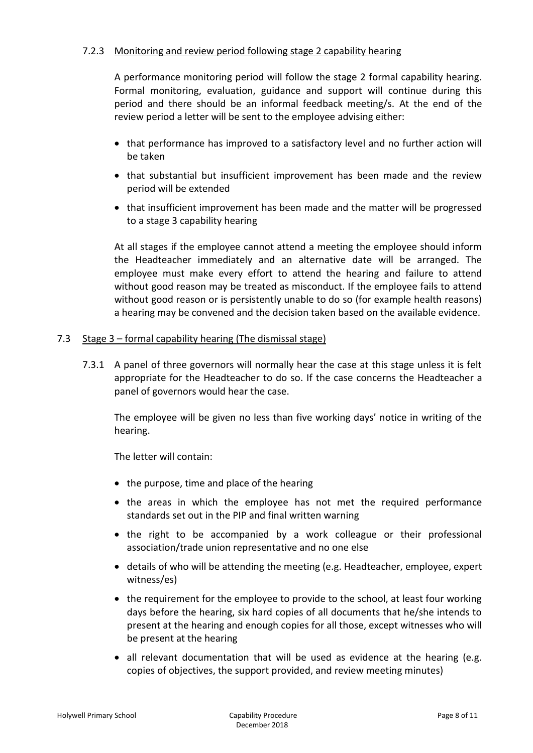### 7.2.3 Monitoring and review period following stage 2 capability hearing

A performance monitoring period will follow the stage 2 formal capability hearing. Formal monitoring, evaluation, guidance and support will continue during this period and there should be an informal feedback meeting/s. At the end of the review period a letter will be sent to the employee advising either:

- that performance has improved to a satisfactory level and no further action will be taken
- that substantial but insufficient improvement has been made and the review period will be extended
- that insufficient improvement has been made and the matter will be progressed to a stage 3 capability hearing

At all stages if the employee cannot attend a meeting the employee should inform the Headteacher immediately and an alternative date will be arranged. The employee must make every effort to attend the hearing and failure to attend without good reason may be treated as misconduct. If the employee fails to attend without good reason or is persistently unable to do so (for example health reasons) a hearing may be convened and the decision taken based on the available evidence.

## 7.3 Stage 3 – formal capability hearing (The dismissal stage)

7.3.1 A panel of three governors will normally hear the case at this stage unless it is felt appropriate for the Headteacher to do so. If the case concerns the Headteacher a panel of governors would hear the case.

The employee will be given no less than five working days' notice in writing of the hearing.

The letter will contain:

- the purpose, time and place of the hearing
- the areas in which the employee has not met the required performance standards set out in the PIP and final written warning
- the right to be accompanied by a work colleague or their professional association/trade union representative and no one else
- details of who will be attending the meeting (e.g. Headteacher, employee, expert witness/es)
- the requirement for the employee to provide to the school, at least four working days before the hearing, six hard copies of all documents that he/she intends to present at the hearing and enough copies for all those, except witnesses who will be present at the hearing
- all relevant documentation that will be used as evidence at the hearing (e.g. copies of objectives, the support provided, and review meeting minutes)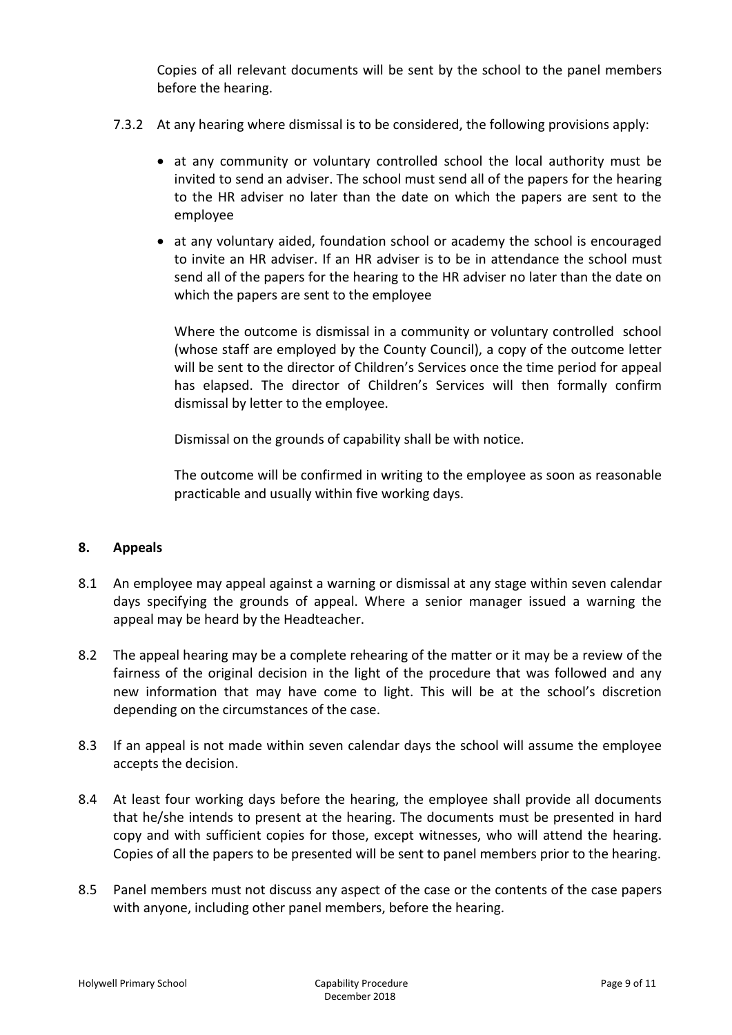Copies of all relevant documents will be sent by the school to the panel members before the hearing.

7.3.2 At any hearing where dismissal is to be considered, the following provisions apply:

- at any community or voluntary controlled school the local authority must be invited to send an adviser. The school must send all of the papers for the hearing to the HR adviser no later than the date on which the papers are sent to the employee
- at any voluntary aided, foundation school or academy the school is encouraged to invite an HR adviser. If an HR adviser is to be in attendance the school must send all of the papers for the hearing to the HR adviser no later than the date on which the papers are sent to the employee

Where the outcome is dismissal in a community or voluntary controlled school (whose staff are employed by the County Council), a copy of the outcome letter will be sent to the director of Children's Services once the time period for appeal has elapsed. The director of Children's Services will then formally confirm dismissal by letter to the employee.

Dismissal on the grounds of capability shall be with notice.

The outcome will be confirmed in writing to the employee as soon as reasonable practicable and usually within five working days.

## 8. Appeals

8.1 An employee may appeal against a warning or dismissal at any stage within seven calendar days specifying the grounds of appeal. Where a senior manager issued a warning the appeal may be heard by the Headteacher.

8.2 The appeal hearing may be a complete rehearing of the matter or it may be a review of the fairness of the original decision in the light of the procedure that was followed and any new information that may have come to light. This will be at the school's discretion depending on the circumstances of the case.

8.3 If an appeal is not made within seven calendar days the school will assume the employee accepts the decision.

8.4 At least four working days before the hearing, the employee shall provide all documents that he/she intends to present at the hearing. The documents must be presented in hard copy and with sufficient copies for those, except witnesses, who will attend the hearing. Copies of all the papers to be presented will be sent to panel members prior to the hearing.

8.5 Panel members must not discuss any aspect of the case or the contents of the case papers with anyone, including other panel members, before the hearing.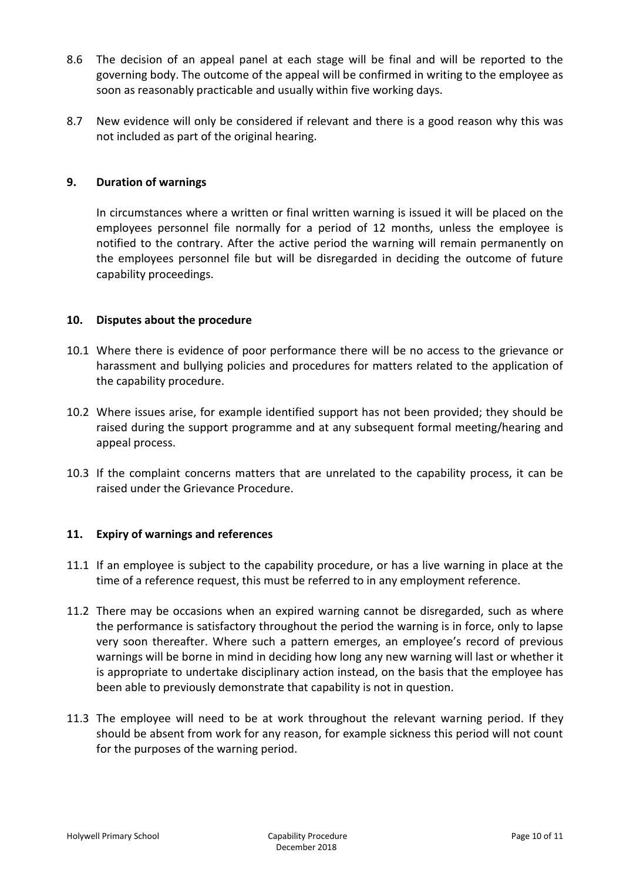8.6 The decision of an appeal panel at each stage will be final and will be reported to the governing body. The outcome of the appeal will be confirmed in writing to the employee as soon as reasonably practicable and usually within five working days.

8.7 New evidence will only be considered if relevant and there is a good reason why this was not included as part of the original hearing.

## 9. Duration of warnings

In circumstances where a written or final written warning is issued it will be placed on the employees personnel file normally for a period of 12 months, unless the employee is notified to the contrary. After the active period the warning will remain permanently on the employees personnel file but will be disregarded in deciding the outcome of future capability proceedings.

## 10. Disputes about the procedure

10.1 Where there is evidence of poor performance there will be no access to the grievance or harassment and bullying policies and procedures for matters related to the application of the capability procedure.

10.2 Where issues arise, for example identified support has not been provided; they should be raised during the support programme and at any subsequent formal meeting/hearing and appeal process.

10.3 If the complaint concerns matters that are unrelated to the capability process, it can be raised under the Grievance Procedure.

## 11. Expiry of warnings and references

11.1 If an employee is subject to the capability procedure, or has a live warning in place at the time of a reference request, this must be referred to in any employment reference.

11.2 There may be occasions when an expired warning cannot be disregarded, such as where the performance is satisfactory throughout the period the warning is in force, only to lapse very soon thereafter. Where such a pattern emerges, an employee's record of previous warnings will be borne in mind in deciding how long any new warning will last or whether it is appropriate to undertake disciplinary action instead, on the basis that the employee has been able to previously demonstrate that capability is not in question.

11.3 The employee will need to be at work throughout the relevant warning period. If they should be absent from work for any reason, for example sickness this period will not count for the purposes of the warning period.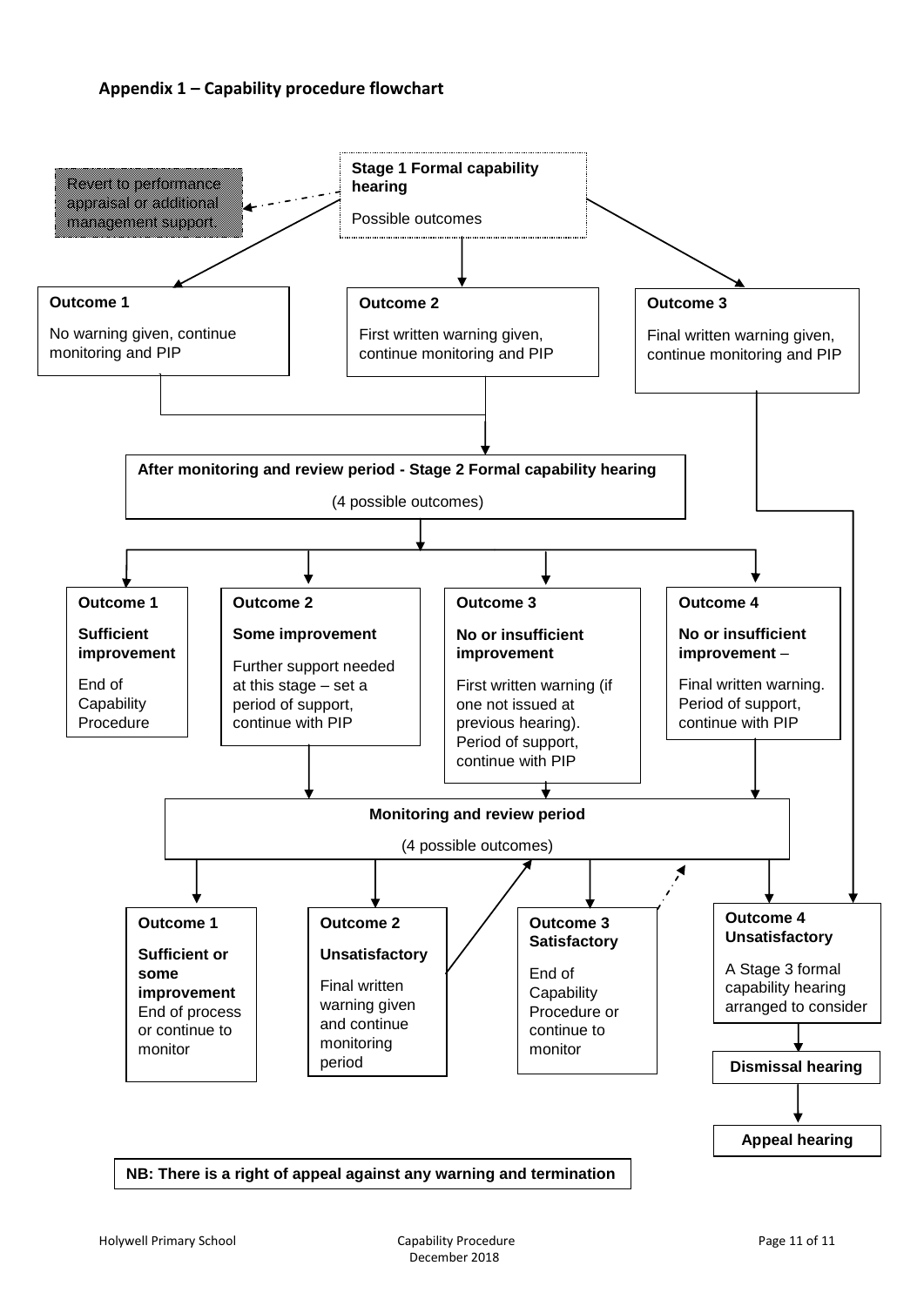## Appendix 1 – Capability procedure flowchart

Revert to performance appraisal or additional management support

**Stage 1 Formal capability hearing**

Possible outcomes

**Outcome 1**

No warning given, continue monitoring and PIP

**Outcome 2**

First written warning given, continue monitoring and PIP

**Outcome 3**

Final written warning given, continue monitoring and PIP

**After monitoring and review period - Stage 2 Formal capability hearing**

(4 possible outcomes)

**Outcome 1**

**Sufficient improvement**

End of Capability Procedure

**Outcome 2**

**Some improvement**

Further support needed at this stage – set a period of support, continue with PIP

**Outcome 3**

**No or insufficient improvement**

First written warning (if one not issued at previous hearing). Period of support, continue with PIP

**Outcome 4**

**No or insufficient improvement** –

Final written warning. Period of support, continue with PIP

**Monitoring and review period**

(4 possible outcomes)

**Outcome 1**

**Sufficient or some improvement** End of process or continue to monitor

**Outcome 2**

**Unsatisfactory**

Final written warning given and continue monitoring period

**Outcome 3 Satisfactory**

End of Capability Procedure or continue to monitor

**Outcome 4 Unsatisfactory**

A Stage 3 formal capability hearing arranged to consider

**Dismissal hearing**

**Appeal hearing**

**NB: There is a right of appeal against any warning and termination**